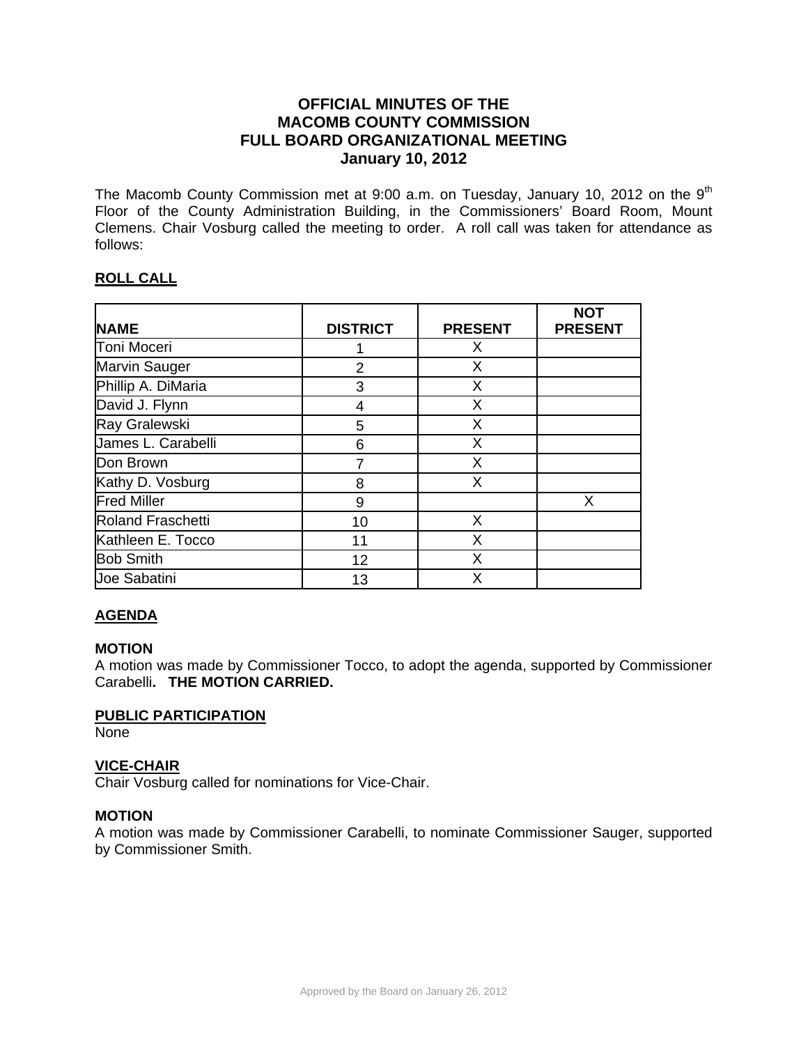# OFFICIAL MINUTES OF THE MACOMB COUNTY COMMISSION FULL BOARD ORGANIZATIONAL MEETING January 10, 2012

The Macomb County Commission met at 9:00 a.m. on Tuesday, January 10, 2012 on the 9th Floor of the County Administration Building, in the Commissioners' Board Room, Mount Clemens. Chair Vosburg called the meeting to order. A roll call was taken for attendance as follows:

## ROLL CALL

| NAME | DISTRICT | PRESENT | NOT PRESENT |
|---|---|---|---|
| Toni Moceri | 1 | X | |
| Marvin Sauger | 2 | X | |
| Phillip A. DiMaria | 3 | X | |
| David J. Flynn | 4 | X | |
| Ray Gralewski | 5 | X | |
| James L. Carabelli | 6 | X | |
| Don Brown | 7 | X | |
| Kathy D. Vosburg | 8 | X | |
| Fred Miller | 9 | | X |
| Roland Fraschetti | 10 | X | |
| Kathleen E. Tocco | 11 | X | |
| Bob Smith | 12 | X | |
| Joe Sabatini | 13 | X | |

## AGENDA

**MOTION**
A motion was made by Commissioner Tocco, to adopt the agenda, supported by Commissioner Carabelli**. THE MOTION CARRIED.**

## PUBLIC PARTICIPATION

None

## VICE-CHAIR

Chair Vosburg called for nominations for Vice-Chair.

**MOTION**
A motion was made by Commissioner Carabelli, to nominate Commissioner Sauger, supported by Commissioner Smith.

Approved by the Board on January 26, 2012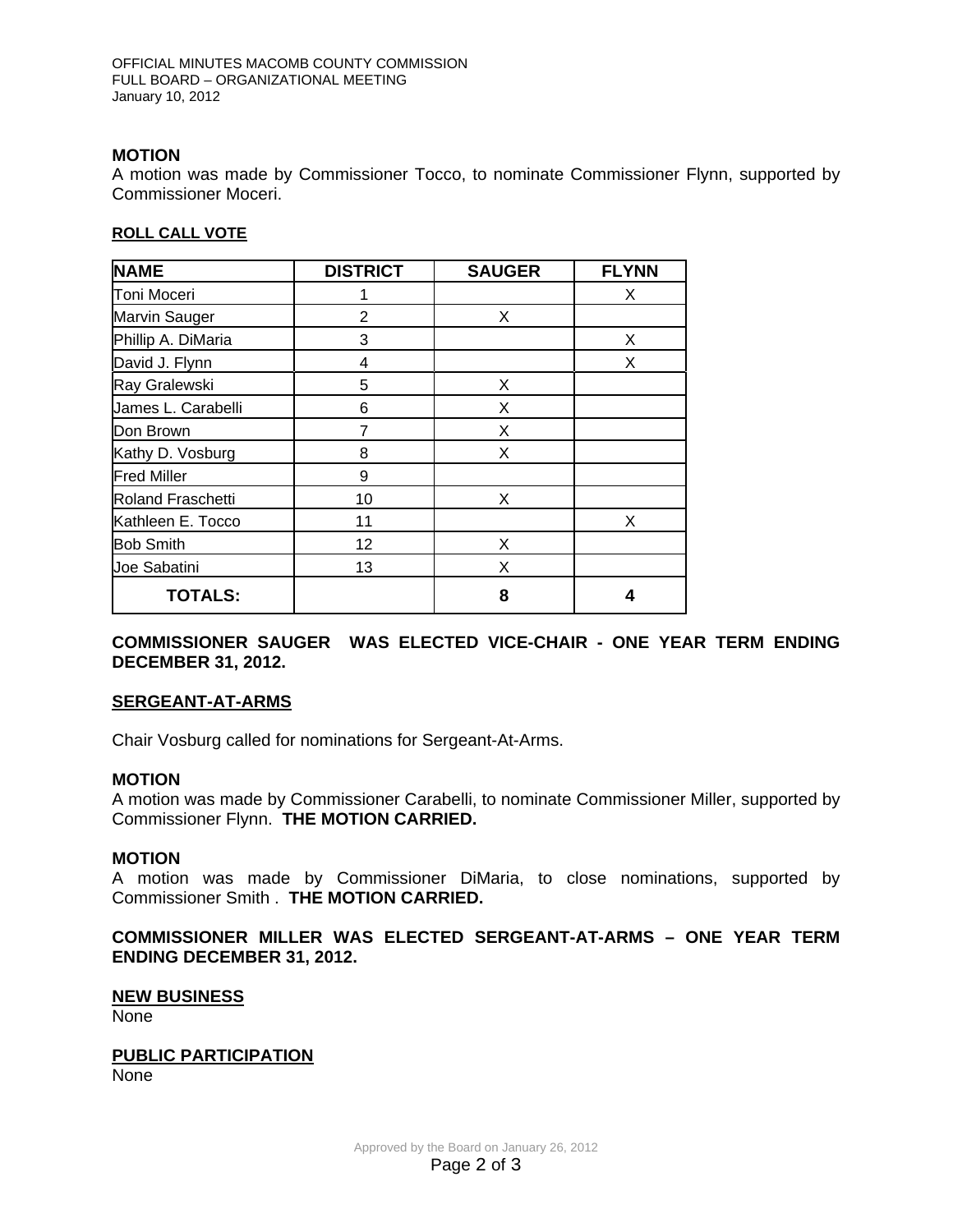**MOTION**

A motion was made by Commissioner Tocco, to nominate Commissioner Flynn, supported by Commissioner Moceri.

**ROLL CALL VOTE**

| NAME | DISTRICT | SAUGER | FLYNN |
|---|---|---|---|
| Toni Moceri | 1 | | X |
| Marvin Sauger | 2 | X | |
| Phillip A. DiMaria | 3 | | X |
| David J. Flynn | 4 | | X |
| Ray Gralewski | 5 | X | |
| James L. Carabelli | 6 | X | |
| Don Brown | 7 | X | |
| Kathy D. Vosburg | 8 | X | |
| Fred Miller | 9 | | |
| Roland Fraschetti | 10 | X | |
| Kathleen E. Tocco | 11 | | X |
| Bob Smith | 12 | X | |
| Joe Sabatini | 13 | X | |
| **TOTALS:** | | **8** | **4** |

**COMMISSIONER SAUGER WAS ELECTED VICE-CHAIR - ONE YEAR TERM ENDING DECEMBER 31, 2012.**

**SERGEANT-AT-ARMS**

Chair Vosburg called for nominations for Sergeant-At-Arms.

**MOTION**

A motion was made by Commissioner Carabelli, to nominate Commissioner Miller, supported by Commissioner Flynn. **THE MOTION CARRIED.**

**MOTION**

A motion was made by Commissioner DiMaria, to close nominations, supported by Commissioner Smith . **THE MOTION CARRIED.**

**COMMISSIONER MILLER WAS ELECTED SERGEANT-AT-ARMS – ONE YEAR TERM ENDING DECEMBER 31, 2012.**

**NEW BUSINESS**

None

**PUBLIC PARTICIPATION**

None

Approved by the Board on January 26, 2012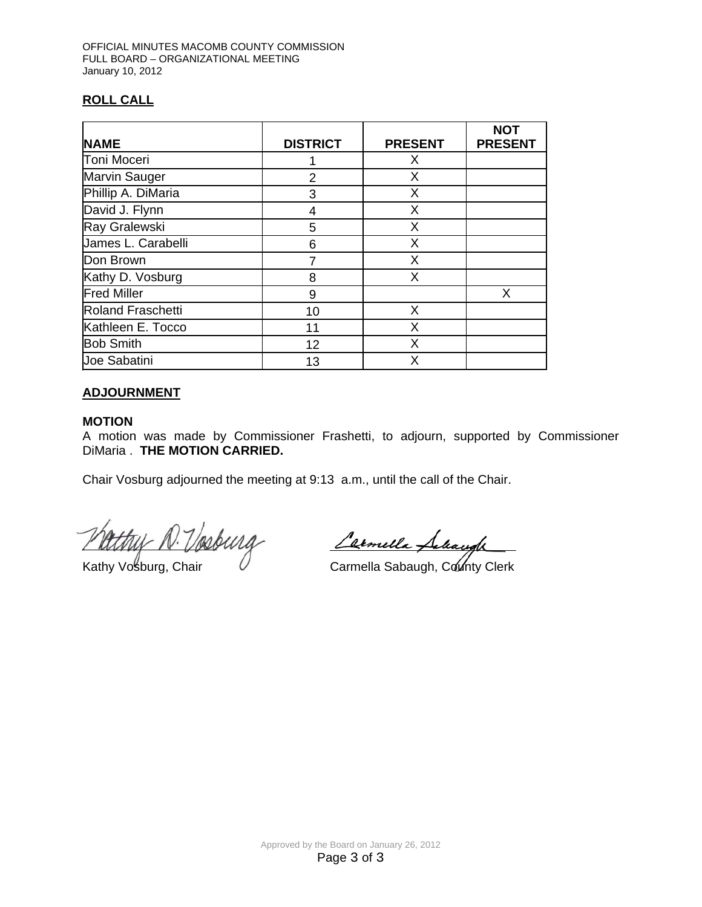## ROLL CALL

| NAME | DISTRICT | PRESENT | NOT PRESENT |
|---|---|---|---|
| Toni Moceri | 1 | X | |
| Marvin Sauger | 2 | X | |
| Phillip A. DiMaria | 3 | X | |
| David J. Flynn | 4 | X | |
| Ray Gralewski | 5 | X | |
| James L. Carabelli | 6 | X | |
| Don Brown | 7 | X | |
| Kathy D. Vosburg | 8 | X | |
| Fred Miller | 9 | | X |
| Roland Fraschetti | 10 | X | |
| Kathleen E. Tocco | 11 | X | |
| Bob Smith | 12 | X | |
| Joe Sabatini | 13 | X | |

## ADJOURNMENT

**MOTION**

A motion was made by Commissioner Frashetti, to adjourn, supported by Commissioner DiMaria . **THE MOTION CARRIED.**

Chair Vosburg adjourned the meeting at 9:13 a.m., until the call of the Chair.

Kathy Vosburg, Chair

Carmella Sabaugh, County Clerk

Approved by the Board on January 26, 2012